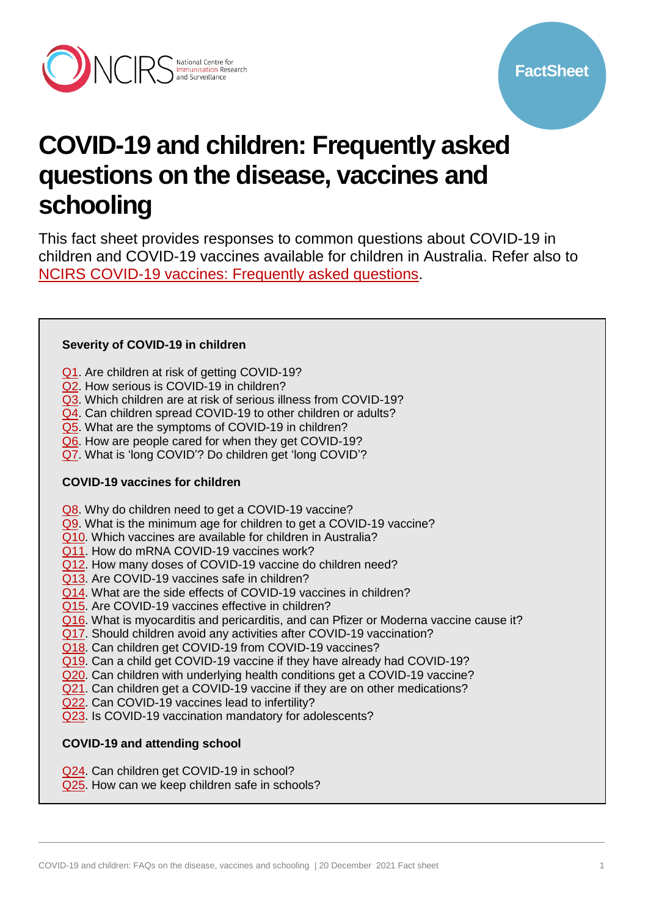FactSheet

# COVID-19 and children: Frequently asked questions on the disease, vaccines and schooling

This fact sheet provides responses to common questions about COVID-19 in children and COVID-19 vaccines available for children in Australia. Refer also to NCIRS COVID-19 vaccines: Frequently asked questions.

**Severity of COVID-19 in children**

Q1. Are children at risk of getting COVID-19?
Q2. How serious is COVID-19 in children?
Q3. Which children are at risk of serious illness from COVID-19?
Q4. Can children spread COVID-19 to other children or adults?
Q5. What are the symptoms of COVID-19 in children?
Q6. How are people cared for when they get COVID-19?
Q7. What is 'long COVID'? Do children get 'long COVID'?

**COVID-19 vaccines for children**

Q8. Why do children need to get a COVID-19 vaccine?
Q9. What is the minimum age for children to get a COVID-19 vaccine?
Q10. Which vaccines are available for children in Australia?
Q11. How do mRNA COVID-19 vaccines work?
Q12. How many doses of COVID-19 vaccine do children need?
Q13. Are COVID-19 vaccines safe in children?
Q14. What are the side effects of COVID-19 vaccines in children?
Q15. Are COVID-19 vaccines effective in children?
Q16. What is myocarditis and pericarditis, and can Pfizer or Moderna vaccine cause it?
Q17. Should children avoid any activities after COVID-19 vaccination?
Q18. Can children get COVID-19 from COVID-19 vaccines?
Q19. Can a child get COVID-19 vaccine if they have already had COVID-19?
Q20. Can children with underlying health conditions get a COVID-19 vaccine?
Q21. Can children get a COVID-19 vaccine if they are on other medications?
Q22. Can COVID-19 vaccines lead to infertility?
Q23. Is COVID-19 vaccination mandatory for adolescents?

**COVID-19 and attending school**

Q24. Can children get COVID-19 in school?
Q25. How can we keep children safe in schools?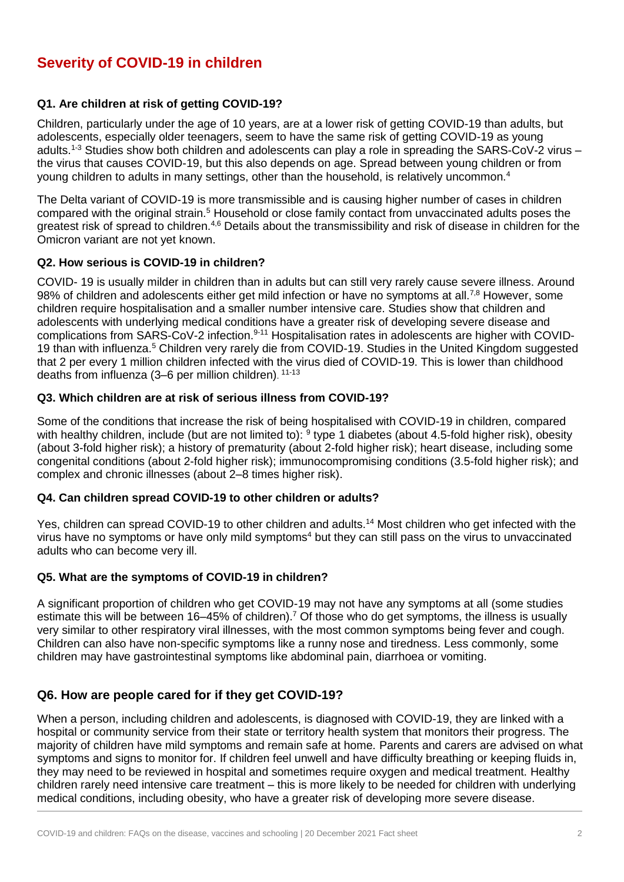## Severity of COVID-19 in children

### Q1. Are children at risk of getting COVID-19?

Children, particularly under the age of 10 years, are at a lower risk of getting COVID-19 than adults, but adolescents, especially older teenagers, seem to have the same risk of getting COVID-19 as young adults.[1-3] Studies show both children and adolescents can play a role in spreading the SARS-CoV-2 virus – the virus that causes COVID-19, but this also depends on age. Spread between young children or from young children to adults in many settings, other than the household, is relatively uncommon.[4]

The Delta variant of COVID-19 is more transmissible and is causing higher number of cases in children compared with the original strain.[5] Household or close family contact from unvaccinated adults poses the greatest risk of spread to children.[4,6] Details about the transmissibility and risk of disease in children for the Omicron variant are not yet known.

### Q2. How serious is COVID-19 in children?

COVID- 19 is usually milder in children than in adults but can still very rarely cause severe illness. Around 98% of children and adolescents either get mild infection or have no symptoms at all.[7,8] However, some children require hospitalisation and a smaller number intensive care. Studies show that children and adolescents with underlying medical conditions have a greater risk of developing severe disease and complications from SARS-CoV-2 infection.[9-11] Hospitalisation rates in adolescents are higher with COVID-19 than with influenza.[5] Children very rarely die from COVID-19. Studies in the United Kingdom suggested that 2 per every 1 million children infected with the virus died of COVID-19. This is lower than childhood deaths from influenza (3–6 per million children).[11-13]

### Q3. Which children are at risk of serious illness from COVID-19?

Some of the conditions that increase the risk of being hospitalised with COVID-19 in children, compared with healthy children, include (but are not limited to): [9] type 1 diabetes (about 4.5-fold higher risk), obesity (about 3-fold higher risk); a history of prematurity (about 2-fold higher risk); heart disease, including some congenital conditions (about 2-fold higher risk); immunocompromising conditions (3.5-fold higher risk); and complex and chronic illnesses (about 2–8 times higher risk).

### Q4. Can children spread COVID-19 to other children or adults?

Yes, children can spread COVID-19 to other children and adults.[14] Most children who get infected with the virus have no symptoms or have only mild symptoms[4] but they can still pass on the virus to unvaccinated adults who can become very ill.

### Q5. What are the symptoms of COVID-19 in children?

A significant proportion of children who get COVID-19 may not have any symptoms at all (some studies estimate this will be between 16–45% of children).[7] Of those who do get symptoms, the illness is usually very similar to other respiratory viral illnesses, with the most common symptoms being fever and cough. Children can also have non-specific symptoms like a runny nose and tiredness. Less commonly, some children may have gastrointestinal symptoms like abdominal pain, diarrhoea or vomiting.

### Q6. How are people cared for if they get COVID-19?

When a person, including children and adolescents, is diagnosed with COVID-19, they are linked with a hospital or community service from their state or territory health system that monitors their progress. The majority of children have mild symptoms and remain safe at home. Parents and carers are advised on what symptoms and signs to monitor for. If children feel unwell and have difficulty breathing or keeping fluids in, they may need to be reviewed in hospital and sometimes require oxygen and medical treatment. Healthy children rarely need intensive care treatment – this is more likely to be needed for children with underlying medical conditions, including obesity, who have a greater risk of developing more severe disease.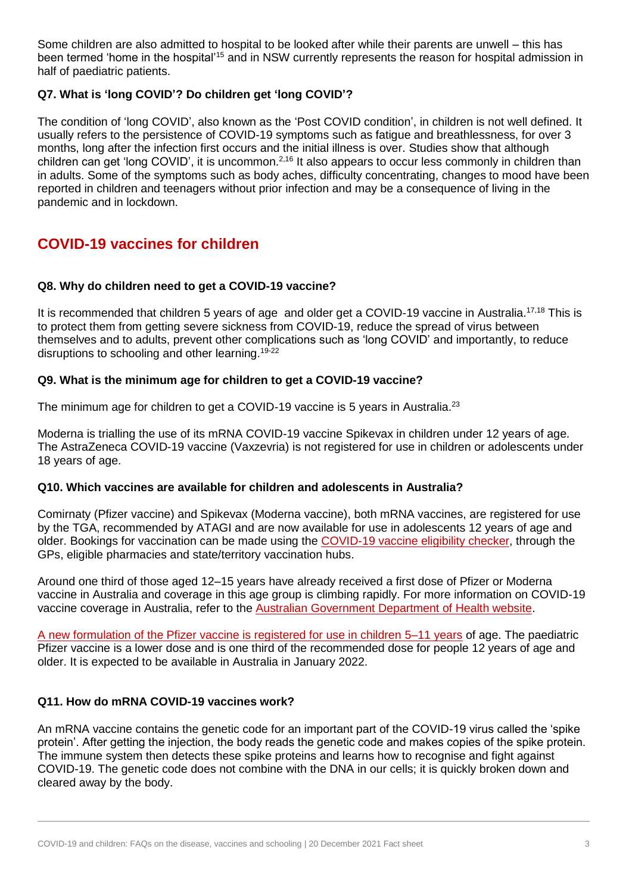Some children are also admitted to hospital to be looked after while their parents are unwell – this has been termed 'home in the hospital'[15] and in NSW currently represents the reason for hospital admission in half of paediatric patients.

### Q7. What is 'long COVID'? Do children get 'long COVID'?

The condition of 'long COVID', also known as the 'Post COVID condition', in children is not well defined. It usually refers to the persistence of COVID-19 symptoms such as fatigue and breathlessness, for over 3 months, long after the infection first occurs and the initial illness is over. Studies show that although children can get 'long COVID', it is uncommon.[2,16] It also appears to occur less commonly in children than in adults. Some of the symptoms such as body aches, difficulty concentrating, changes to mood have been reported in children and teenagers without prior infection and may be a consequence of living in the pandemic and in lockdown.

## COVID-19 vaccines for children

### Q8. Why do children need to get a COVID-19 vaccine?

It is recommended that children 5 years of age and older get a COVID-19 vaccine in Australia.[17,18] This is to protect them from getting severe sickness from COVID-19, reduce the spread of virus between themselves and to adults, prevent other complications such as 'long COVID' and importantly, to reduce disruptions to schooling and other learning.[19-22]

### Q9. What is the minimum age for children to get a COVID-19 vaccine?

The minimum age for children to get a COVID-19 vaccine is 5 years in Australia.[23]

Moderna is trialling the use of its mRNA COVID-19 vaccine Spikevax in children under 12 years of age. The AstraZeneca COVID-19 vaccine (Vaxzevria) is not registered for use in children or adolescents under 18 years of age.

### Q10. Which vaccines are available for children and adolescents in Australia?

Comirnaty (Pfizer vaccine) and Spikevax (Moderna vaccine), both mRNA vaccines, are registered for use by the TGA, recommended by ATAGI and are now available for use in adolescents 12 years of age and older. Bookings for vaccination can be made using the COVID-19 vaccine eligibility checker, through the GPs, eligible pharmacies and state/territory vaccination hubs.

Around one third of those aged 12–15 years have already received a first dose of Pfizer or Moderna vaccine in Australia and coverage in this age group is climbing rapidly. For more information on COVID-19 vaccine coverage in Australia, refer to the Australian Government Department of Health website.

A new formulation of the Pfizer vaccine is registered for use in children 5–11 years of age. The paediatric Pfizer vaccine is a lower dose and is one third of the recommended dose for people 12 years of age and older. It is expected to be available in Australia in January 2022.

### Q11. How do mRNA COVID-19 vaccines work?

An mRNA vaccine contains the genetic code for an important part of the COVID-19 virus called the 'spike protein'. After getting the injection, the body reads the genetic code and makes copies of the spike protein. The immune system then detects these spike proteins and learns how to recognise and fight against COVID-19. The genetic code does not combine with the DNA in our cells; it is quickly broken down and cleared away by the body.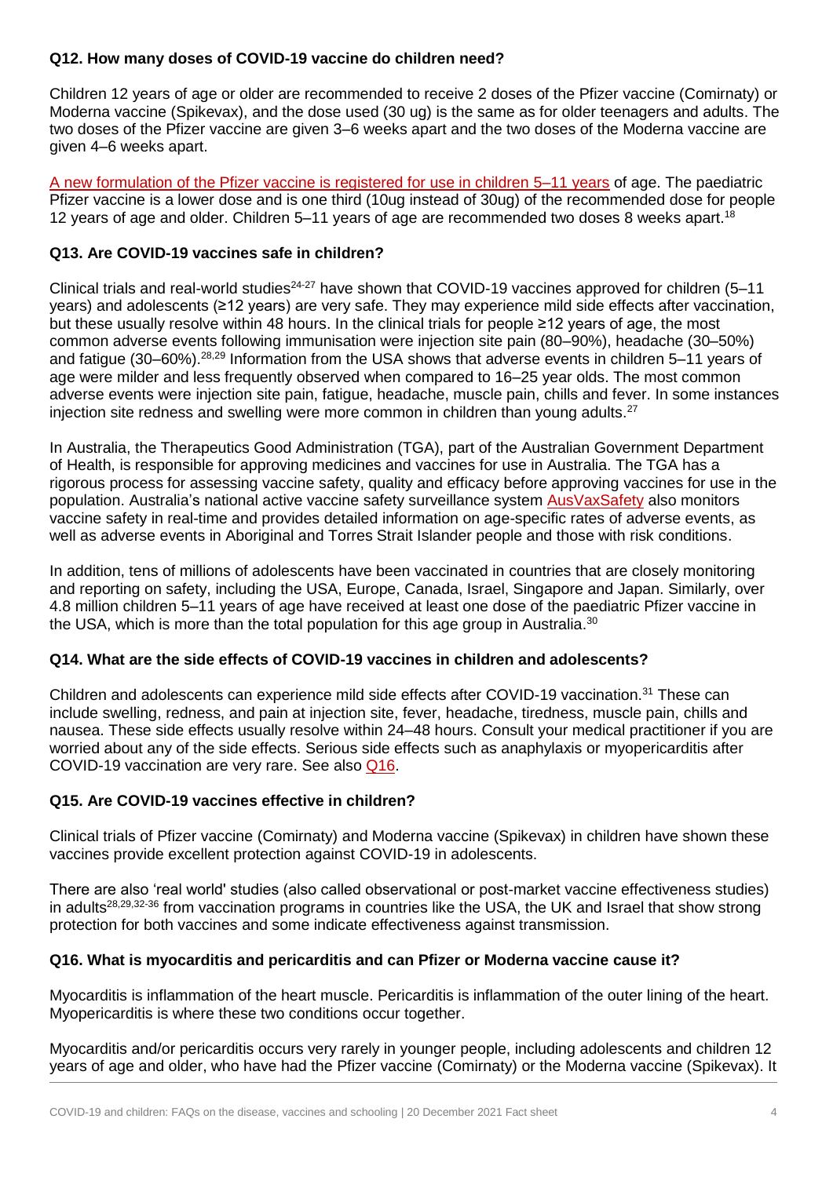### Q12. How many doses of COVID-19 vaccine do children need?

Children 12 years of age or older are recommended to receive 2 doses of the Pfizer vaccine (Comirnaty) or Moderna vaccine (Spikevax), and the dose used (30 ug) is the same as for older teenagers and adults. The two doses of the Pfizer vaccine are given 3–6 weeks apart and the two doses of the Moderna vaccine are given 4–6 weeks apart.

A new formulation of the Pfizer vaccine is registered for use in children 5–11 years of age. The paediatric Pfizer vaccine is a lower dose and is one third (10ug instead of 30ug) of the recommended dose for people 12 years of age and older. Children 5–11 years of age are recommended two doses 8 weeks apart.[18]

### Q13. Are COVID-19 vaccines safe in children?

Clinical trials and real-world studies[24-27] have shown that COVID-19 vaccines approved for children (5–11 years) and adolescents (≥12 years) are very safe. They may experience mild side effects after vaccination, but these usually resolve within 48 hours. In the clinical trials for people ≥12 years of age, the most common adverse events following immunisation were injection site pain (80–90%), headache (30–50%) and fatigue (30–60%).[28,29] Information from the USA shows that adverse events in children 5–11 years of age were milder and less frequently observed when compared to 16–25 year olds. The most common adverse events were injection site pain, fatigue, headache, muscle pain, chills and fever. In some instances injection site redness and swelling were more common in children than young adults.[27]

In Australia, the Therapeutics Good Administration (TGA), part of the Australian Government Department of Health, is responsible for approving medicines and vaccines for use in Australia. The TGA has a rigorous process for assessing vaccine safety, quality and efficacy before approving vaccines for use in the population. Australia's national active vaccine safety surveillance system AusVaxSafety also monitors vaccine safety in real-time and provides detailed information on age-specific rates of adverse events, as well as adverse events in Aboriginal and Torres Strait Islander people and those with risk conditions.

In addition, tens of millions of adolescents have been vaccinated in countries that are closely monitoring and reporting on safety, including the USA, Europe, Canada, Israel, Singapore and Japan. Similarly, over 4.8 million children 5–11 years of age have received at least one dose of the paediatric Pfizer vaccine in the USA, which is more than the total population for this age group in Australia.[30]

### Q14. What are the side effects of COVID-19 vaccines in children and adolescents?

Children and adolescents can experience mild side effects after COVID-19 vaccination.[31] These can include swelling, redness, and pain at injection site, fever, headache, tiredness, muscle pain, chills and nausea. These side effects usually resolve within 24–48 hours. Consult your medical practitioner if you are worried about any of the side effects. Serious side effects such as anaphylaxis or myopericarditis after COVID-19 vaccination are very rare. See also Q16.

### Q15. Are COVID-19 vaccines effective in children?

Clinical trials of Pfizer vaccine (Comirnaty) and Moderna vaccine (Spikevax) in children have shown these vaccines provide excellent protection against COVID-19 in adolescents.

There are also 'real world' studies (also called observational or post-market vaccine effectiveness studies) in adults[28,29,32-36] from vaccination programs in countries like the USA, the UK and Israel that show strong protection for both vaccines and some indicate effectiveness against transmission.

### Q16. What is myocarditis and pericarditis and can Pfizer or Moderna vaccine cause it?

Myocarditis is inflammation of the heart muscle. Pericarditis is inflammation of the outer lining of the heart. Myopericarditis is where these two conditions occur together.

Myocarditis and/or pericarditis occurs very rarely in younger people, including adolescents and children 12 years of age and older, who have had the Pfizer vaccine (Comirnaty) or the Moderna vaccine (Spikevax). It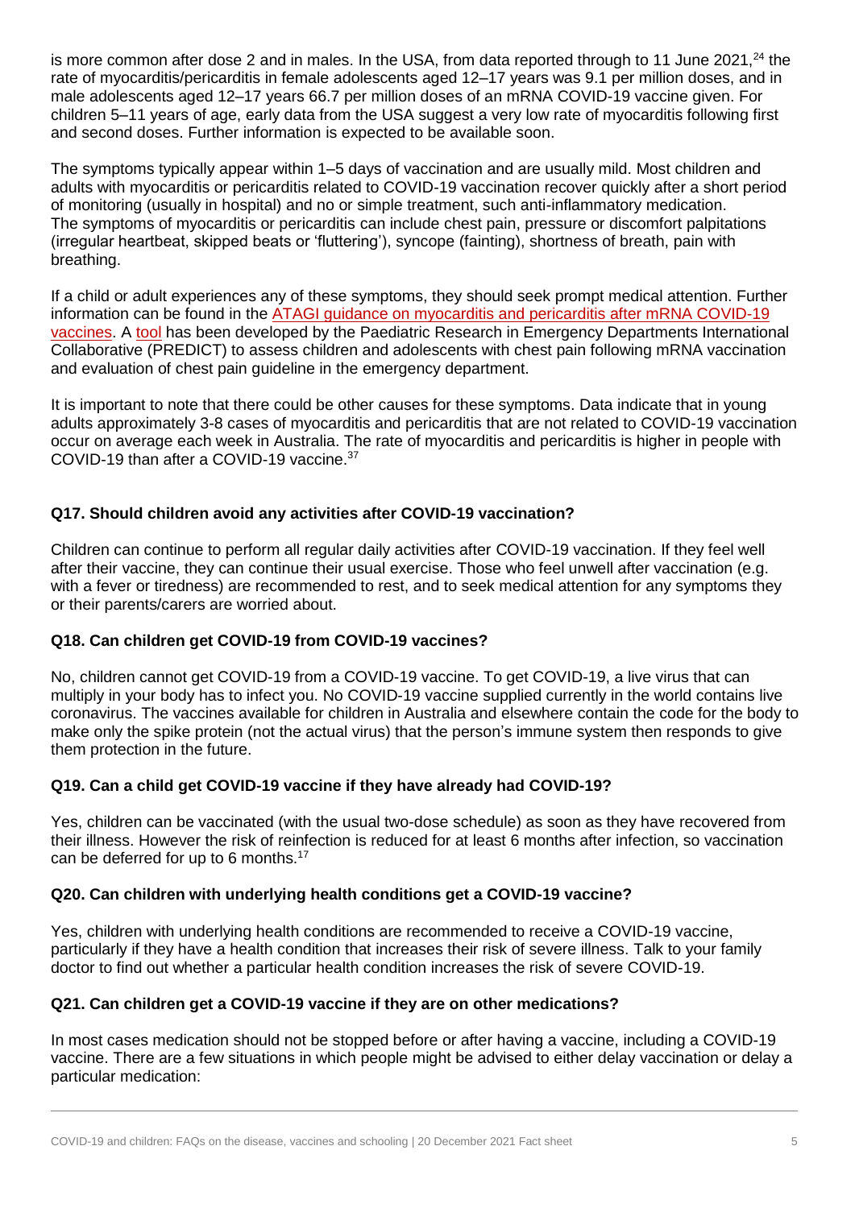is more common after dose 2 and in males. In the USA, from data reported through to 11 June 2021,[24] the rate of myocarditis/pericarditis in female adolescents aged 12–17 years was 9.1 per million doses, and in male adolescents aged 12–17 years 66.7 per million doses of an mRNA COVID-19 vaccine given. For children 5–11 years of age, early data from the USA suggest a very low rate of myocarditis following first and second doses. Further information is expected to be available soon.

The symptoms typically appear within 1–5 days of vaccination and are usually mild. Most children and adults with myocarditis or pericarditis related to COVID-19 vaccination recover quickly after a short period of monitoring (usually in hospital) and no or simple treatment, such anti-inflammatory medication. The symptoms of myocarditis or pericarditis can include chest pain, pressure or discomfort palpitations (irregular heartbeat, skipped beats or 'fluttering'), syncope (fainting), shortness of breath, pain with breathing.

If a child or adult experiences any of these symptoms, they should seek prompt medical attention. Further information can be found in the ATAGI guidance on myocarditis and pericarditis after mRNA COVID-19 vaccines. A tool has been developed by the Paediatric Research in Emergency Departments International Collaborative (PREDICT) to assess children and adolescents with chest pain following mRNA vaccination and evaluation of chest pain guideline in the emergency department.

It is important to note that there could be other causes for these symptoms. Data indicate that in young adults approximately 3-8 cases of myocarditis and pericarditis that are not related to COVID-19 vaccination occur on average each week in Australia. The rate of myocarditis and pericarditis is higher in people with COVID-19 than after a COVID-19 vaccine.[37]

### Q17. Should children avoid any activities after COVID-19 vaccination?

Children can continue to perform all regular daily activities after COVID-19 vaccination. If they feel well after their vaccine, they can continue their usual exercise. Those who feel unwell after vaccination (e.g. with a fever or tiredness) are recommended to rest, and to seek medical attention for any symptoms they or their parents/carers are worried about.

### Q18. Can children get COVID-19 from COVID-19 vaccines?

No, children cannot get COVID-19 from a COVID-19 vaccine. To get COVID-19, a live virus that can multiply in your body has to infect you. No COVID-19 vaccine supplied currently in the world contains live coronavirus. The vaccines available for children in Australia and elsewhere contain the code for the body to make only the spike protein (not the actual virus) that the person's immune system then responds to give them protection in the future.

### Q19. Can a child get COVID-19 vaccine if they have already had COVID-19?

Yes, children can be vaccinated (with the usual two-dose schedule) as soon as they have recovered from their illness. However the risk of reinfection is reduced for at least 6 months after infection, so vaccination can be deferred for up to 6 months.[17]

### Q20. Can children with underlying health conditions get a COVID-19 vaccine?

Yes, children with underlying health conditions are recommended to receive a COVID-19 vaccine, particularly if they have a health condition that increases their risk of severe illness. Talk to your family doctor to find out whether a particular health condition increases the risk of severe COVID-19.

### Q21. Can children get a COVID-19 vaccine if they are on other medications?

In most cases medication should not be stopped before or after having a vaccine, including a COVID-19 vaccine. There are a few situations in which people might be advised to either delay vaccination or delay a particular medication: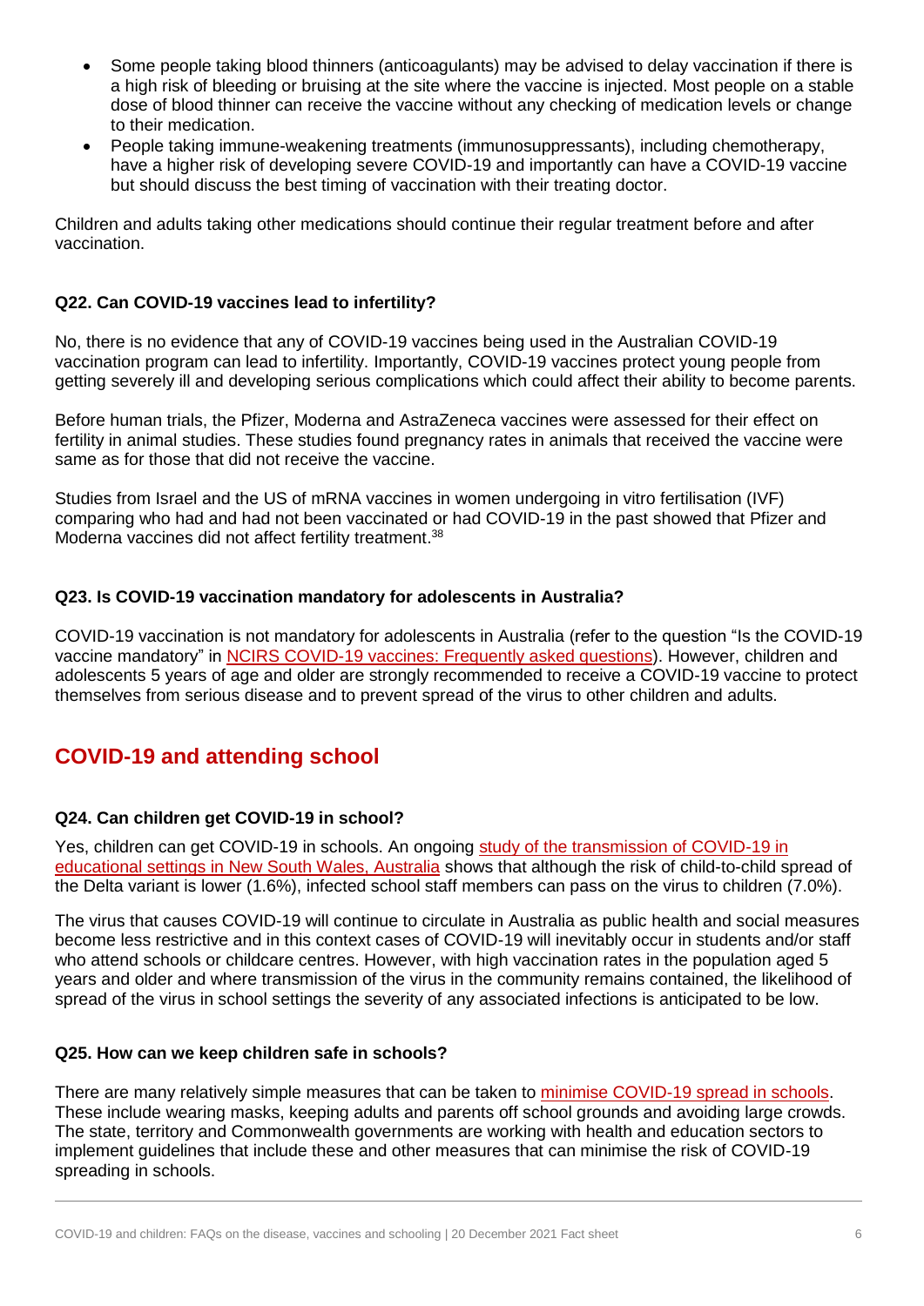- Some people taking blood thinners (anticoagulants) may be advised to delay vaccination if there is a high risk of bleeding or bruising at the site where the vaccine is injected. Most people on a stable dose of blood thinner can receive the vaccine without any checking of medication levels or change to their medication.
- People taking immune-weakening treatments (immunosuppressants), including chemotherapy, have a higher risk of developing severe COVID-19 and importantly can have a COVID-19 vaccine but should discuss the best timing of vaccination with their treating doctor.

Children and adults taking other medications should continue their regular treatment before and after vaccination.

### Q22. Can COVID-19 vaccines lead to infertility?

No, there is no evidence that any of COVID-19 vaccines being used in the Australian COVID-19 vaccination program can lead to infertility. Importantly, COVID-19 vaccines protect young people from getting severely ill and developing serious complications which could affect their ability to become parents.

Before human trials, the Pfizer, Moderna and AstraZeneca vaccines were assessed for their effect on fertility in animal studies. These studies found pregnancy rates in animals that received the vaccine were same as for those that did not receive the vaccine.

Studies from Israel and the US of mRNA vaccines in women undergoing in vitro fertilisation (IVF) comparing who had and had not been vaccinated or had COVID-19 in the past showed that Pfizer and Moderna vaccines did not affect fertility treatment.[38]

### Q23. Is COVID-19 vaccination mandatory for adolescents in Australia?

COVID-19 vaccination is not mandatory for adolescents in Australia (refer to the question "Is the COVID-19 vaccine mandatory" in NCIRS COVID-19 vaccines: Frequently asked questions). However, children and adolescents 5 years of age and older are strongly recommended to receive a COVID-19 vaccine to protect themselves from serious disease and to prevent spread of the virus to other children and adults.

## COVID-19 and attending school

### Q24. Can children get COVID-19 in school?

Yes, children can get COVID-19 in schools. An ongoing study of the transmission of COVID-19 in educational settings in New South Wales, Australia shows that although the risk of child-to-child spread of the Delta variant is lower (1.6%), infected school staff members can pass on the virus to children (7.0%).

The virus that causes COVID-19 will continue to circulate in Australia as public health and social measures become less restrictive and in this context cases of COVID-19 will inevitably occur in students and/or staff who attend schools or childcare centres. However, with high vaccination rates in the population aged 5 years and older and where transmission of the virus in the community remains contained, the likelihood of spread of the virus in school settings the severity of any associated infections is anticipated to be low.

### Q25. How can we keep children safe in schools?

There are many relatively simple measures that can be taken to minimise COVID-19 spread in schools. These include wearing masks, keeping adults and parents off school grounds and avoiding large crowds. The state, territory and Commonwealth governments are working with health and education sectors to implement guidelines that include these and other measures that can minimise the risk of COVID-19 spreading in schools.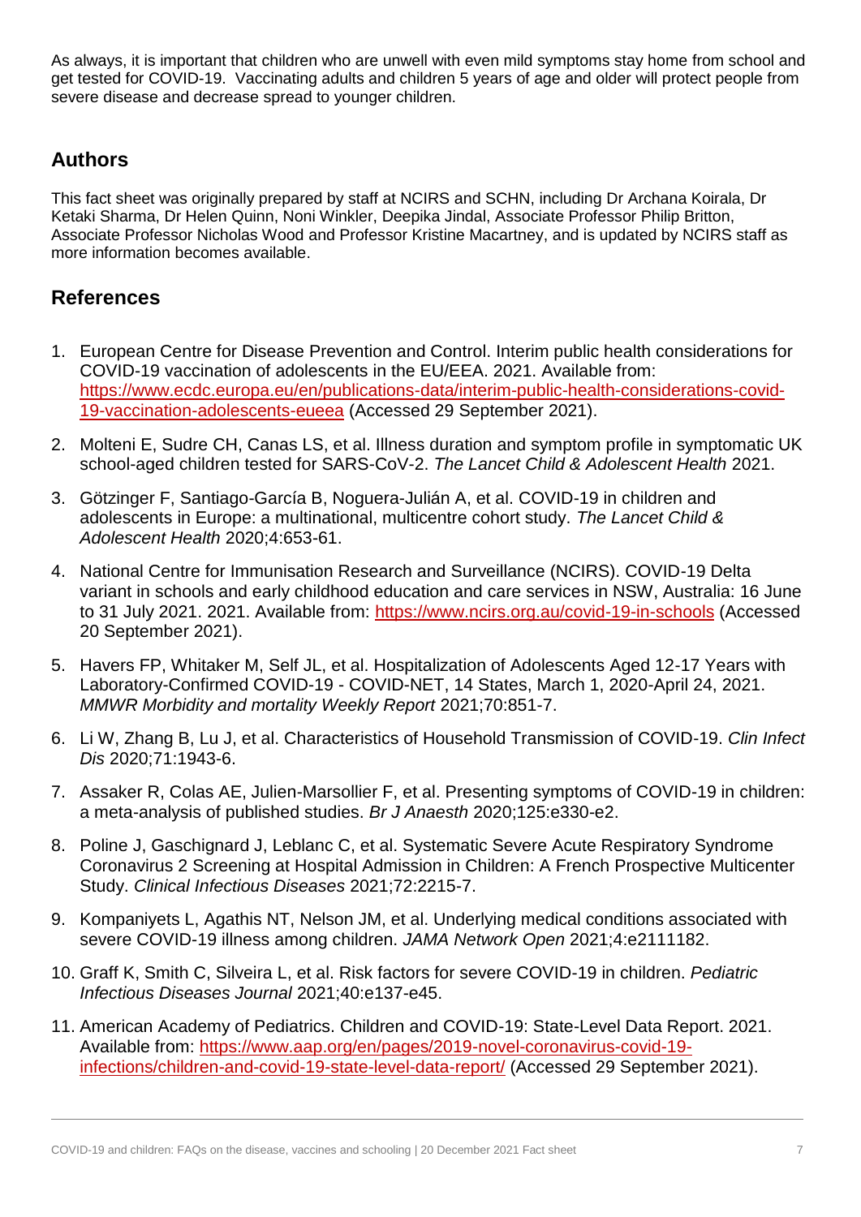As always, it is important that children who are unwell with even mild symptoms stay home from school and get tested for COVID-19. Vaccinating adults and children 5 years of age and older will protect people from severe disease and decrease spread to younger children.

## Authors

This fact sheet was originally prepared by staff at NCIRS and SCHN, including Dr Archana Koirala, Dr Ketaki Sharma, Dr Helen Quinn, Noni Winkler, Deepika Jindal, Associate Professor Philip Britton, Associate Professor Nicholas Wood and Professor Kristine Macartney, and is updated by NCIRS staff as more information becomes available.

## References

1. European Centre for Disease Prevention and Control. Interim public health considerations for COVID-19 vaccination of adolescents in the EU/EEA. 2021. Available from: https://www.ecdc.europa.eu/en/publications-data/interim-public-health-considerations-covid-19-vaccination-adolescents-eueea (Accessed 29 September 2021).
2. Molteni E, Sudre CH, Canas LS, et al. Illness duration and symptom profile in symptomatic UK school-aged children tested for SARS-CoV-2. *The Lancet Child & Adolescent Health* 2021.
3. Götzinger F, Santiago-García B, Noguera-Julián A, et al. COVID-19 in children and adolescents in Europe: a multinational, multicentre cohort study. *The Lancet Child & Adolescent Health* 2020;4:653-61.
4. National Centre for Immunisation Research and Surveillance (NCIRS). COVID-19 Delta variant in schools and early childhood education and care services in NSW, Australia: 16 June to 31 July 2021. 2021. Available from: https://www.ncirs.org.au/covid-19-in-schools (Accessed 20 September 2021).
5. Havers FP, Whitaker M, Self JL, et al. Hospitalization of Adolescents Aged 12-17 Years with Laboratory-Confirmed COVID-19 - COVID-NET, 14 States, March 1, 2020-April 24, 2021. *MMWR Morbidity and mortality Weekly Report* 2021;70:851-7.
6. Li W, Zhang B, Lu J, et al. Characteristics of Household Transmission of COVID-19. *Clin Infect Dis* 2020;71:1943-6.
7. Assaker R, Colas AE, Julien-Marsollier F, et al. Presenting symptoms of COVID-19 in children: a meta-analysis of published studies. *Br J Anaesth* 2020;125:e330-e2.
8. Poline J, Gaschignard J, Leblanc C, et al. Systematic Severe Acute Respiratory Syndrome Coronavirus 2 Screening at Hospital Admission in Children: A French Prospective Multicenter Study. *Clinical Infectious Diseases* 2021;72:2215-7.
9. Kompaniyets L, Agathis NT, Nelson JM, et al. Underlying medical conditions associated with severe COVID-19 illness among children. *JAMA Network Open* 2021;4:e2111182.
10. Graff K, Smith C, Silveira L, et al. Risk factors for severe COVID-19 in children. *Pediatric Infectious Diseases Journal* 2021;40:e137-e45.
11. American Academy of Pediatrics. Children and COVID-19: State-Level Data Report. 2021. Available from: https://www.aap.org/en/pages/2019-novel-coronavirus-covid-19-infections/children-and-covid-19-state-level-data-report/ (Accessed 29 September 2021).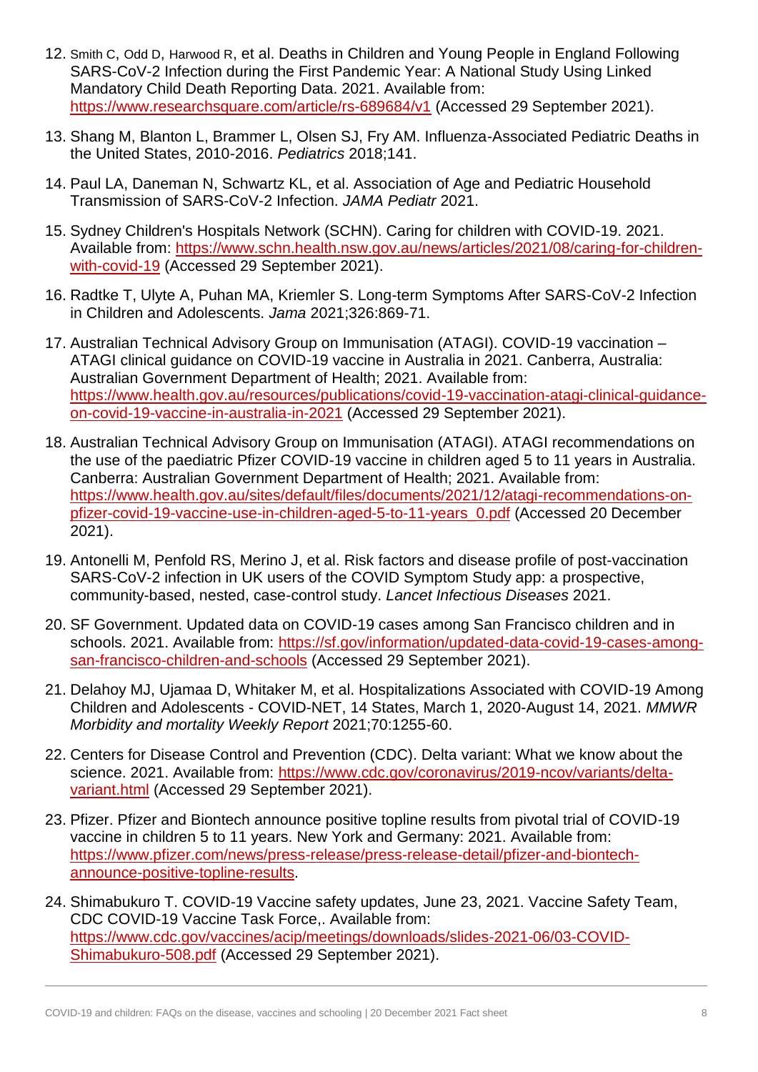12. Smith C, Odd D, Harwood R, et al. Deaths in Children and Young People in England Following SARS-CoV-2 Infection during the First Pandemic Year: A National Study Using Linked Mandatory Child Death Reporting Data. 2021. Available from: https://www.researchsquare.com/article/rs-689684/v1 (Accessed 29 September 2021).

13. Shang M, Blanton L, Brammer L, Olsen SJ, Fry AM. Influenza-Associated Pediatric Deaths in the United States, 2010-2016. *Pediatrics* 2018;141.

14. Paul LA, Daneman N, Schwartz KL, et al. Association of Age and Pediatric Household Transmission of SARS-CoV-2 Infection. *JAMA Pediatr* 2021.

15. Sydney Children's Hospitals Network (SCHN). Caring for children with COVID-19. 2021. Available from: https://www.schn.health.nsw.gov.au/news/articles/2021/08/caring-for-children-with-covid-19 (Accessed 29 September 2021).

16. Radtke T, Ulyte A, Puhan MA, Kriemler S. Long-term Symptoms After SARS-CoV-2 Infection in Children and Adolescents. *Jama* 2021;326:869-71.

17. Australian Technical Advisory Group on Immunisation (ATAGI). COVID-19 vaccination – ATAGI clinical guidance on COVID-19 vaccine in Australia in 2021. Canberra, Australia: Australian Government Department of Health; 2021. Available from: https://www.health.gov.au/resources/publications/covid-19-vaccination-atagi-clinical-guidance-on-covid-19-vaccine-in-australia-in-2021 (Accessed 29 September 2021).

18. Australian Technical Advisory Group on Immunisation (ATAGI). ATAGI recommendations on the use of the paediatric Pfizer COVID-19 vaccine in children aged 5 to 11 years in Australia. Canberra: Australian Government Department of Health; 2021. Available from: https://www.health.gov.au/sites/default/files/documents/2021/12/atagi-recommendations-on-pfizer-covid-19-vaccine-use-in-children-aged-5-to-11-years_0.pdf (Accessed 20 December 2021).

19. Antonelli M, Penfold RS, Merino J, et al. Risk factors and disease profile of post-vaccination SARS-CoV-2 infection in UK users of the COVID Symptom Study app: a prospective, community-based, nested, case-control study. *Lancet Infectious Diseases* 2021.

20. SF Government. Updated data on COVID-19 cases among San Francisco children and in schools. 2021. Available from: https://sf.gov/information/updated-data-covid-19-cases-among-san-francisco-children-and-schools (Accessed 29 September 2021).

21. Delahoy MJ, Ujamaa D, Whitaker M, et al. Hospitalizations Associated with COVID-19 Among Children and Adolescents - COVID-NET, 14 States, March 1, 2020-August 14, 2021. *MMWR Morbidity and mortality Weekly Report* 2021;70:1255-60.

22. Centers for Disease Control and Prevention (CDC). Delta variant: What we know about the science. 2021. Available from: https://www.cdc.gov/coronavirus/2019-ncov/variants/delta-variant.html (Accessed 29 September 2021).

23. Pfizer. Pfizer and Biontech announce positive topline results from pivotal trial of COVID-19 vaccine in children 5 to 11 years. New York and Germany: 2021. Available from: https://www.pfizer.com/news/press-release/press-release-detail/pfizer-and-biontech-announce-positive-topline-results.

24. Shimabukuro T. COVID-19 Vaccine safety updates, June 23, 2021. Vaccine Safety Team, CDC COVID-19 Vaccine Task Force,. Available from: https://www.cdc.gov/vaccines/acip/meetings/downloads/slides-2021-06/03-COVID-Shimabukuro-508.pdf (Accessed 29 September 2021).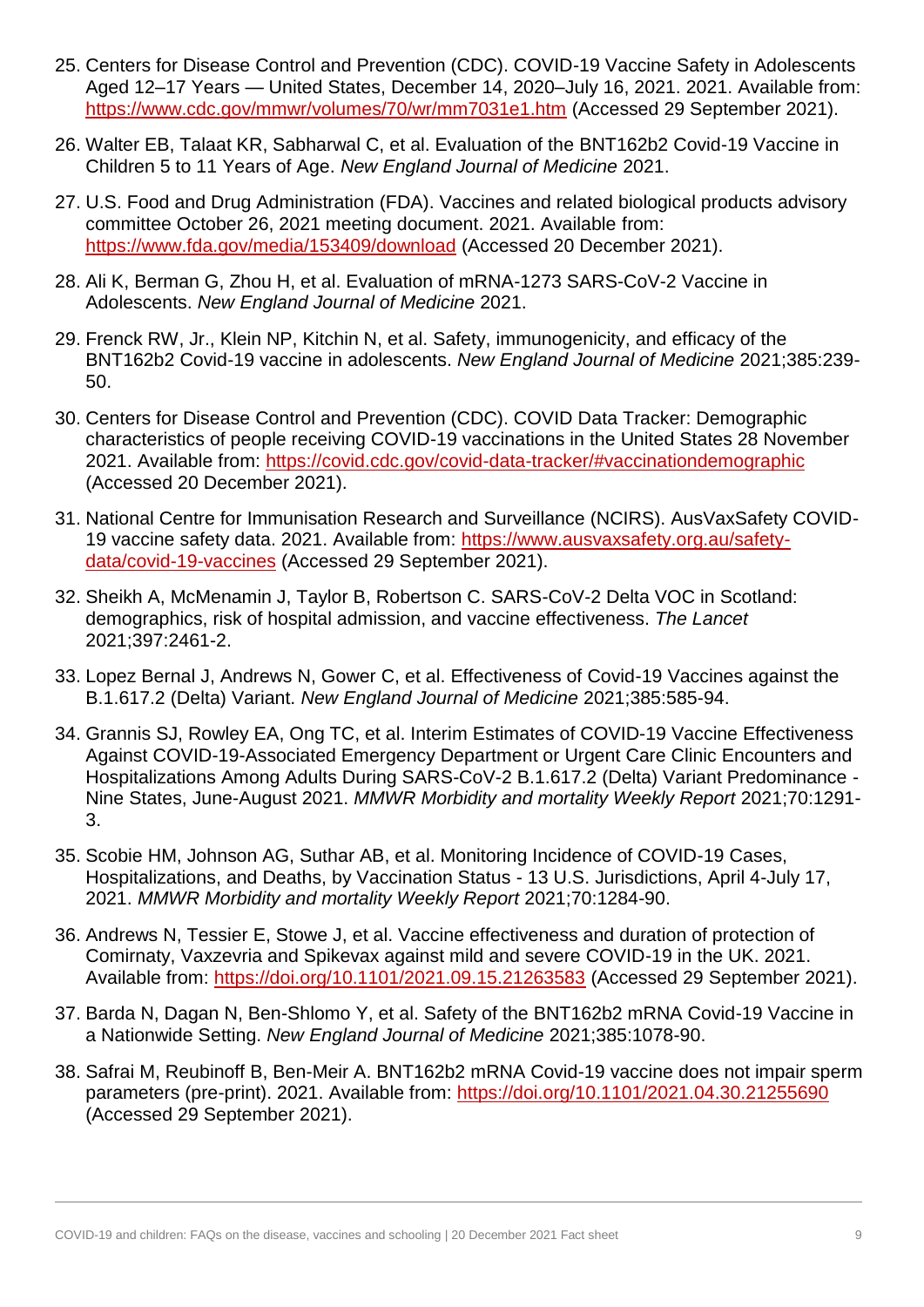25. Centers for Disease Control and Prevention (CDC). COVID-19 Vaccine Safety in Adolescents Aged 12–17 Years — United States, December 14, 2020–July 16, 2021. 2021. Available from: https://www.cdc.gov/mmwr/volumes/70/wr/mm7031e1.htm (Accessed 29 September 2021).

26. Walter EB, Talaat KR, Sabharwal C, et al. Evaluation of the BNT162b2 Covid-19 Vaccine in Children 5 to 11 Years of Age. *New England Journal of Medicine* 2021.

27. U.S. Food and Drug Administration (FDA). Vaccines and related biological products advisory committee October 26, 2021 meeting document. 2021. Available from: https://www.fda.gov/media/153409/download (Accessed 20 December 2021).

28. Ali K, Berman G, Zhou H, et al. Evaluation of mRNA-1273 SARS-CoV-2 Vaccine in Adolescents. *New England Journal of Medicine* 2021.

29. Frenck RW, Jr., Klein NP, Kitchin N, et al. Safety, immunogenicity, and efficacy of the BNT162b2 Covid-19 vaccine in adolescents. *New England Journal of Medicine* 2021;385:239-50.

30. Centers for Disease Control and Prevention (CDC). COVID Data Tracker: Demographic characteristics of people receiving COVID-19 vaccinations in the United States 28 November 2021. Available from: https://covid.cdc.gov/covid-data-tracker/#vaccinationdemographic (Accessed 20 December 2021).

31. National Centre for Immunisation Research and Surveillance (NCIRS). AusVaxSafety COVID-19 vaccine safety data. 2021. Available from: https://www.ausvaxsafety.org.au/safety-data/covid-19-vaccines (Accessed 29 September 2021).

32. Sheikh A, McMenamin J, Taylor B, Robertson C. SARS-CoV-2 Delta VOC in Scotland: demographics, risk of hospital admission, and vaccine effectiveness. *The Lancet* 2021;397:2461-2.

33. Lopez Bernal J, Andrews N, Gower C, et al. Effectiveness of Covid-19 Vaccines against the B.1.617.2 (Delta) Variant. *New England Journal of Medicine* 2021;385:585-94.

34. Grannis SJ, Rowley EA, Ong TC, et al. Interim Estimates of COVID-19 Vaccine Effectiveness Against COVID-19-Associated Emergency Department or Urgent Care Clinic Encounters and Hospitalizations Among Adults During SARS-CoV-2 B.1.617.2 (Delta) Variant Predominance - Nine States, June-August 2021. *MMWR Morbidity and mortality Weekly Report* 2021;70:1291-3.

35. Scobie HM, Johnson AG, Suthar AB, et al. Monitoring Incidence of COVID-19 Cases, Hospitalizations, and Deaths, by Vaccination Status - 13 U.S. Jurisdictions, April 4-July 17, 2021. *MMWR Morbidity and mortality Weekly Report* 2021;70:1284-90.

36. Andrews N, Tessier E, Stowe J, et al. Vaccine effectiveness and duration of protection of Comirnaty, Vaxzevria and Spikevax against mild and severe COVID-19 in the UK. 2021. Available from: https://doi.org/10.1101/2021.09.15.21263583 (Accessed 29 September 2021).

37. Barda N, Dagan N, Ben-Shlomo Y, et al. Safety of the BNT162b2 mRNA Covid-19 Vaccine in a Nationwide Setting. *New England Journal of Medicine* 2021;385:1078-90.

38. Safrai M, Reubinoff B, Ben-Meir A. BNT162b2 mRNA Covid-19 vaccine does not impair sperm parameters (pre-print). 2021. Available from: https://doi.org/10.1101/2021.04.30.21255690 (Accessed 29 September 2021).